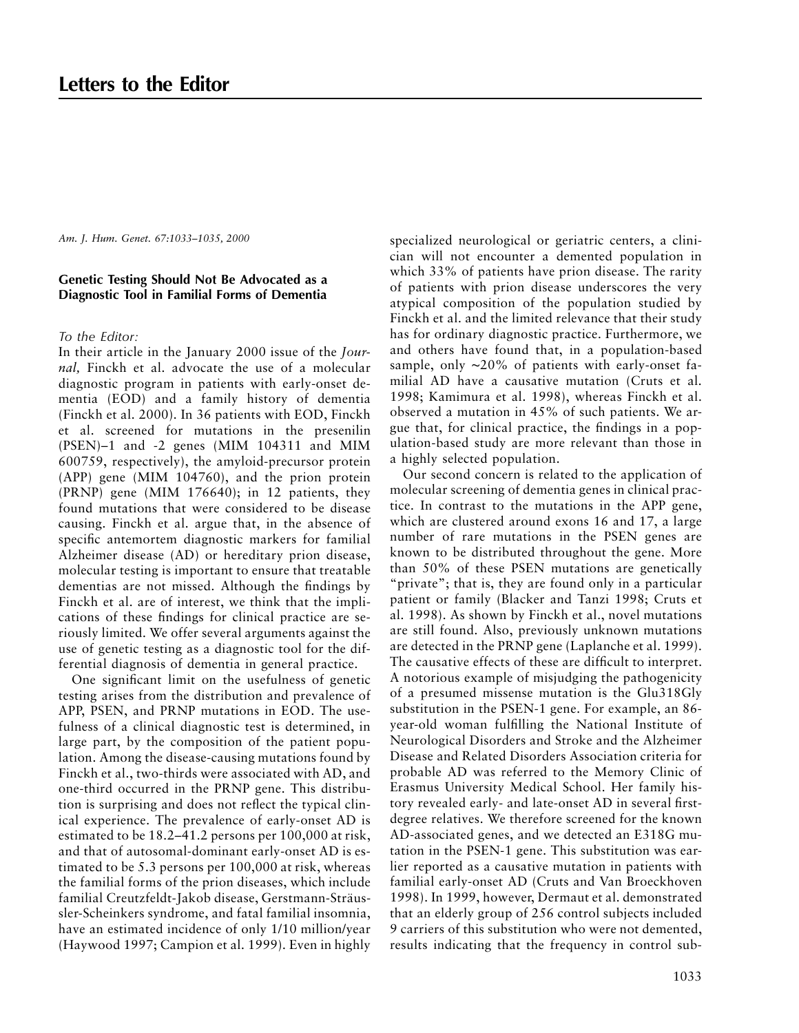# Letters to the Editor

*Am. J. Hum. Genet. 67:1033–1035, 2000*

### Genetic Testing Should Not Be Advocated as a Diagnostic Tool in Familial Forms of Dementia

*To the Editor:*

In their article in the January 2000 issue of the *Journal,* Finckh et al. advocate the use of a molecular diagnostic program in patients with early-onset dementia (EOD) and a family history of dementia (Finckh et al. 2000). In 36 patients with EOD, Finckh et al. screened for mutations in the presenilin (PSEN)–1 and -2 genes (MIM 104311 and MIM 600759, respectively), the amyloid-precursor protein (APP) gene (MIM 104760), and the prion protein (PRNP) gene (MIM 176640); in 12 patients, they found mutations that were considered to be disease causing. Finckh et al. argue that, in the absence of specific antemortem diagnostic markers for familial Alzheimer disease (AD) or hereditary prion disease, molecular testing is important to ensure that treatable dementias are not missed. Although the findings by Finckh et al. are of interest, we think that the implications of these findings for clinical practice are seriously limited. We offer several arguments against the use of genetic testing as a diagnostic tool for the differential diagnosis of dementia in general practice.

One significant limit on the usefulness of genetic testing arises from the distribution and prevalence of APP, PSEN, and PRNP mutations in EOD. The usefulness of a clinical diagnostic test is determined, in large part, by the composition of the patient population. Among the disease-causing mutations found by Finckh et al., two-thirds were associated with AD, and one-third occurred in the PRNP gene. This distribution is surprising and does not reflect the typical clinical experience. The prevalence of early-onset AD is estimated to be 18.2–41.2 persons per 100,000 at risk, and that of autosomal-dominant early-onset AD is estimated to be 5.3 persons per 100,000 at risk, whereas the familial forms of the prion diseases, which include familial Creutzfeldt-Jakob disease, Gerstmann-Sträussler-Scheinkers syndrome, and fatal familial insomnia, have an estimated incidence of only 1/10 million/year (Haywood 1997; Campion et al. 1999). Even in highly specialized neurological or geriatric centers, a clinician will not encounter a demented population in which 33% of patients have prion disease. The rarity of patients with prion disease underscores the very atypical composition of the population studied by Finckh et al. and the limited relevance that their study has for ordinary diagnostic practice. Furthermore, we and others have found that, in a population-based sample, only ~20% of patients with early-onset familial AD have a causative mutation (Cruts et al. 1998; Kamimura et al. 1998), whereas Finckh et al. observed a mutation in 45% of such patients. We argue that, for clinical practice, the findings in a population-based study are more relevant than those in a highly selected population.

Our second concern is related to the application of molecular screening of dementia genes in clinical practice. In contrast to the mutations in the APP gene, which are clustered around exons 16 and 17, a large number of rare mutations in the PSEN genes are known to be distributed throughout the gene. More than 50% of these PSEN mutations are genetically "private"; that is, they are found only in a particular patient or family (Blacker and Tanzi 1998; Cruts et al. 1998). As shown by Finckh et al., novel mutations are still found. Also, previously unknown mutations are detected in the PRNP gene (Laplanche et al. 1999). The causative effects of these are difficult to interpret. A notorious example of misjudging the pathogenicity of a presumed missense mutation is the Glu318Gly substitution in the PSEN-1 gene. For example, an 86-year-old woman fulfilling the National Institute of Neurological Disorders and Stroke and the Alzheimer Disease and Related Disorders Association criteria for probable AD was referred to the Memory Clinic of Erasmus University Medical School. Her family history revealed early- and late-onset AD in several first-degree relatives. We therefore screened for the known AD-associated genes, and we detected an E318G mutation in the PSEN-1 gene. This substitution was earlier reported as a causative mutation in patients with familial early-onset AD (Cruts and Van Broeckhoven 1998). In 1999, however, Dermaut et al. demonstrated that an elderly group of 256 control subjects included 9 carriers of this substitution who were not demented, results indicating that the frequency in control sub-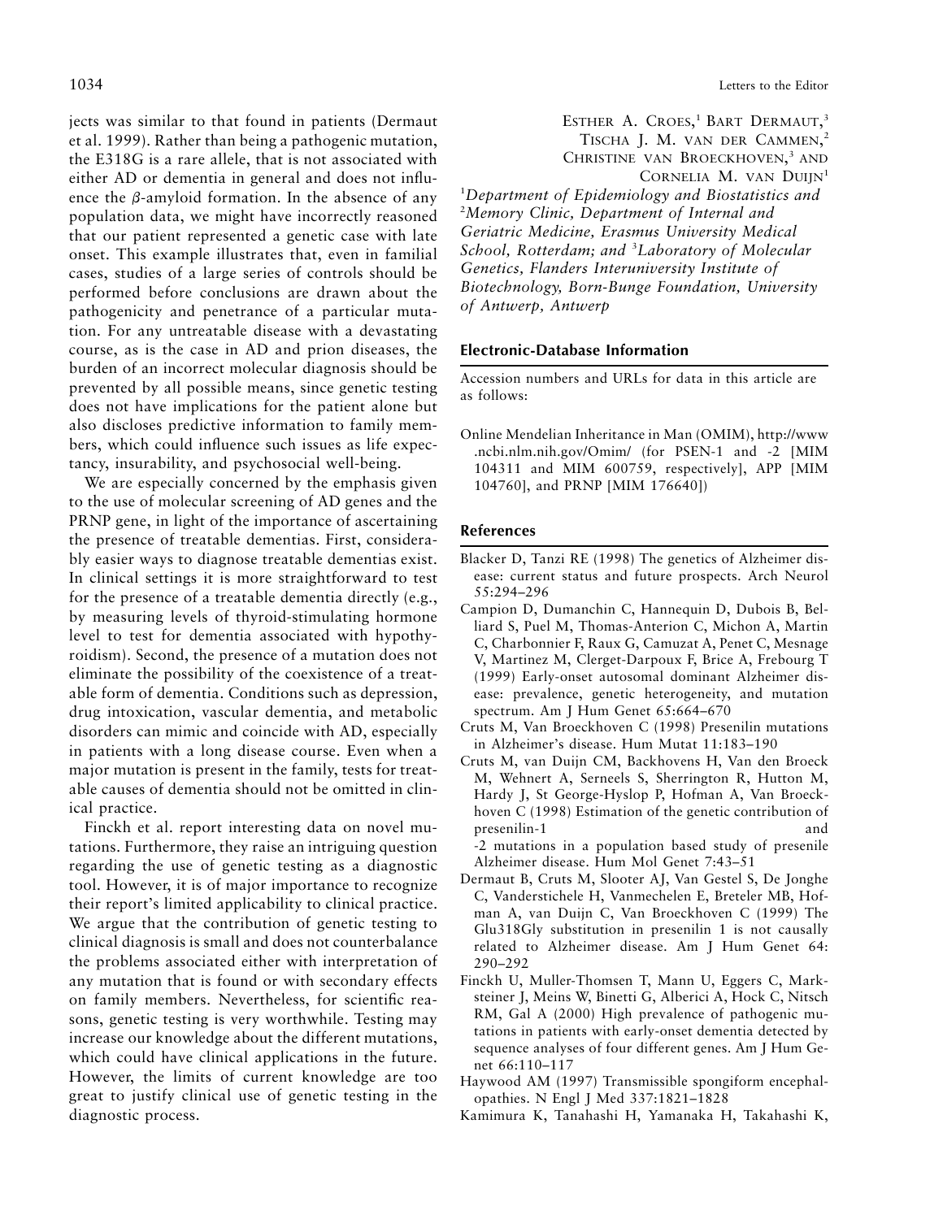jects was similar to that found in patients (Dermaut et al. 1999). Rather than being a pathogenic mutation, the E318G is a rare allele, that is not associated with either AD or dementia in general and does not influence the $\beta$-amyloid formation. In the absence of any population data, we might have incorrectly reasoned that our patient represented a genetic case with late onset. This example illustrates that, even in familial cases, studies of a large series of controls should be performed before conclusions are drawn about the pathogenicity and penetrance of a particular mutation. For any untreatable disease with a devastating course, as is the case in AD and prion diseases, the burden of an incorrect molecular diagnosis should be prevented by all possible means, since genetic testing does not have implications for the patient alone but also discloses predictive information to family members, which could influence such issues as life expectancy, insurability, and psychosocial well-being.

We are especially concerned by the emphasis given to the use of molecular screening of AD genes and the PRNP gene, in light of the importance of ascertaining the presence of treatable dementias. First, considerably easier ways to diagnose treatable dementias exist. In clinical settings it is more straightforward to test for the presence of a treatable dementia directly (e.g., by measuring levels of thyroid-stimulating hormone level to test for dementia associated with hypothyroidism). Second, the presence of a mutation does not eliminate the possibility of the coexistence of a treatable form of dementia. Conditions such as depression, drug intoxication, vascular dementia, and metabolic disorders can mimic and coincide with AD, especially in patients with a long disease course. Even when a major mutation is present in the family, tests for treatable causes of dementia should not be omitted in clinical practice.

Finckh et al. report interesting data on novel mutations. Furthermore, they raise an intriguing question regarding the use of genetic testing as a diagnostic tool. However, it is of major importance to recognize their report's limited applicability to clinical practice. We argue that the contribution of genetic testing to clinical diagnosis is small and does not counterbalance the problems associated either with interpretation of any mutation that is found or with secondary effects on family members. Nevertheless, for scientific reasons, genetic testing is very worthwhile. Testing may increase our knowledge about the different mutations, which could have clinical applications in the future. However, the limits of current knowledge are too great to justify clinical use of genetic testing in the diagnostic process.

Esther A. Croes,[1] Bart Dermaut,[3] Tischa J. M. van der Cammen,[2] Christine van Broeckhoven,[3] and Cornelia M. van Duijn[1]

[1]*Department of Epidemiology and Biostatistics and* [2]*Memory Clinic, Department of Internal and Geriatric Medicine, Erasmus University Medical School, Rotterdam; and* [3]*Laboratory of Molecular Genetics, Flanders Interuniversity Institute of Biotechnology, Born-Bunge Foundation, University of Antwerp, Antwerp*

## Electronic-Database Information

Accession numbers and URLs for data in this article are as follows:

Online Mendelian Inheritance in Man (OMIM), http://www.ncbi.nlm.nih.gov/Omim/ (for PSEN-1 and -2 [MIM 104311 and MIM 600759, respectively], APP [MIM 104760], and PRNP [MIM 176640])

## References

Blacker D, Tanzi RE (1998) The genetics of Alzheimer disease: current status and future prospects. Arch Neurol 55:294–296

Campion D, Dumanchin C, Hannequin D, Dubois B, Belliard S, Puel M, Thomas-Anterion C, Michon A, Martin C, Charbonnier F, Raux G, Camuzat A, Penet C, Mesnage V, Martinez M, Clerget-Darpoux F, Brice A, Frebourg T (1999) Early-onset autosomal dominant Alzheimer disease: prevalence, genetic heterogeneity, and mutation spectrum. Am J Hum Genet 65:664–670

Cruts M, Van Broeckhoven C (1998) Presenilin mutations in Alzheimer's disease. Hum Mutat 11:183–190

Cruts M, van Duijn CM, Backhovens H, Van den Broeck M, Wehnert A, Serneels S, Sherrington R, Hutton M, Hardy J, St George-Hyslop P, Hofman A, Van Broeckhoven C (1998) Estimation of the genetic contribution of presenilin-1 and -2 mutations in a population based study of presenile Alzheimer disease. Hum Mol Genet 7:43–51

Dermaut B, Cruts M, Slooter AJ, Van Gestel S, De Jonghe C, Vanderstichele H, Vanmechelen E, Breteler MB, Hofman A, van Duijn C, Van Broeckhoven C (1999) The Glu318Gly substitution in presenilin 1 is not causally related to Alzheimer disease. Am J Hum Genet 64: 290–292

Finckh U, Muller-Thomsen T, Mann U, Eggers C, Marksteiner J, Meins W, Binetti G, Alberici A, Hock C, Nitsch RM, Gal A (2000) High prevalence of pathogenic mutations in patients with early-onset dementia detected by sequence analyses of four different genes. Am J Hum Genet 66:110–117

Haywood AM (1997) Transmissible spongiform encephalopathies. N Engl J Med 337:1821–1828

Kamimura K, Tanahashi H, Yamanaka H, Takahashi K,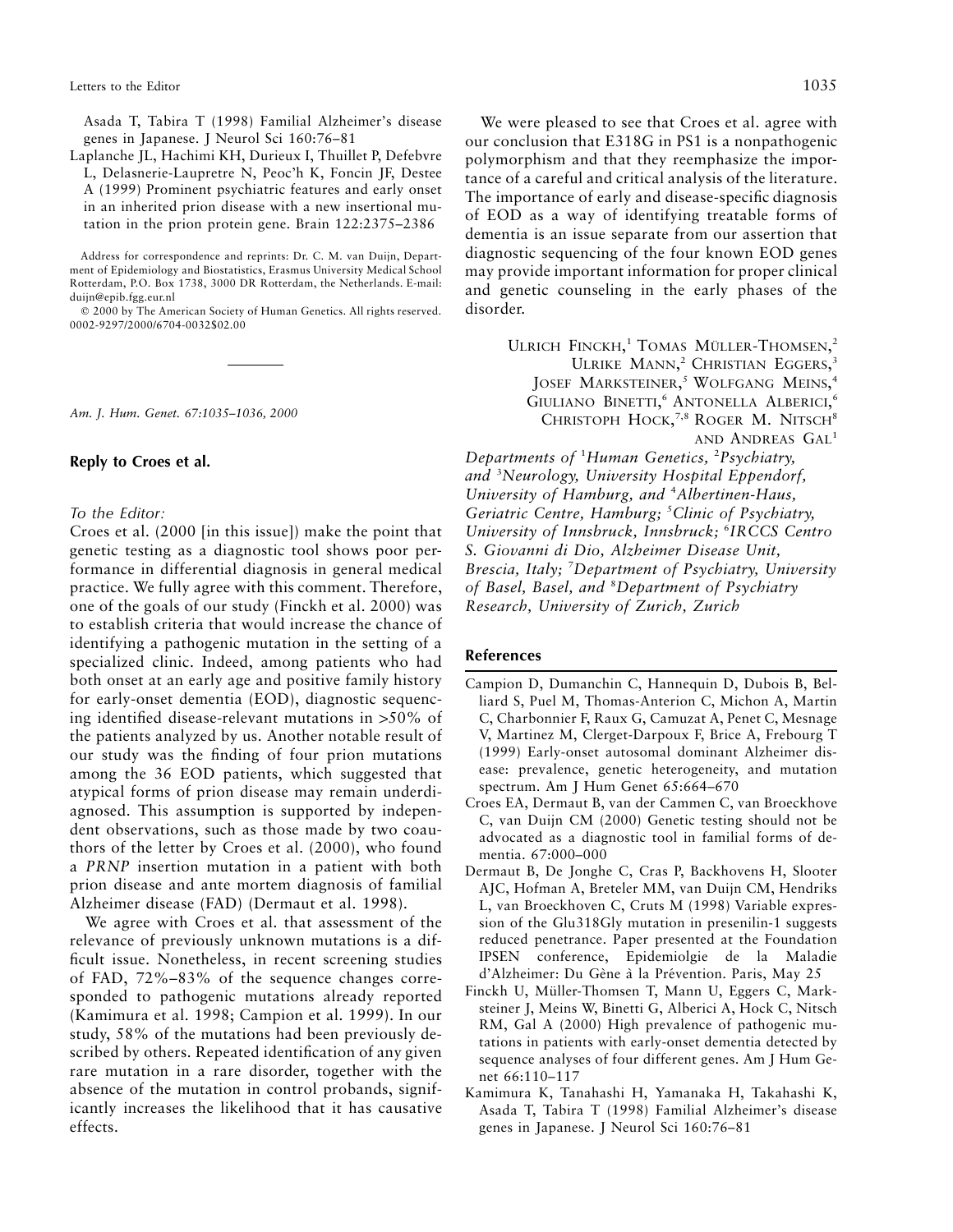Asada T, Tabira T (1998) Familial Alzheimer's disease genes in Japanese. J Neurol Sci 160:76–81

Laplanche JL, Hachimi KH, Durieux I, Thuillet P, Defebvre L, Delasnerie-Laupretre N, Peoc'h K, Foncin JF, Destee A (1999) Prominent psychiatric features and early onset in an inherited prion disease with a new insertional mutation in the prion protein gene. Brain 122:2375–2386

Address for correspondence and reprints: Dr. C. M. van Duijn, Department of Epidemiology and Biostatistics, Erasmus University Medical School Rotterdam, P.O. Box 1738, 3000 DR Rotterdam, the Netherlands. E-mail: duijn@epib.fgg.eur.nl

© 2000 by The American Society of Human Genetics. All rights reserved. 0002-9297/2000/6704-0032$02.00

---

*Am. J. Hum. Genet. 67:1035–1036, 2000*

## Reply to Croes et al.

*To the Editor:*

Croes et al. (2000 [in this issue]) make the point that genetic testing as a diagnostic tool shows poor performance in differential diagnosis in general medical practice. We fully agree with this comment. Therefore, one of the goals of our study (Finckh et al. 2000) was to establish criteria that would increase the chance of identifying a pathogenic mutation in the setting of a specialized clinic. Indeed, among patients who had both onset at an early age and positive family history for early-onset dementia (EOD), diagnostic sequencing identified disease-relevant mutations in >50% of the patients analyzed by us. Another notable result of our study was the finding of four prion mutations among the 36 EOD patients, which suggested that atypical forms of prion disease may remain underdiagnosed. This assumption is supported by independent observations, such as those made by two coauthors of the letter by Croes et al. (2000), who found a *PRNP* insertion mutation in a patient with both prion disease and ante mortem diagnosis of familial Alzheimer disease (FAD) (Dermaut et al. 1998).

We agree with Croes et al. that assessment of the relevance of previously unknown mutations is a difficult issue. Nonetheless, in recent screening studies of FAD, 72%–83% of the sequence changes corresponded to pathogenic mutations already reported (Kamimura et al. 1998; Campion et al. 1999). In our study, 58% of the mutations had been previously described by others. Repeated identification of any given rare mutation in a rare disorder, together with the absence of the mutation in control probands, significantly increases the likelihood that it has causative effects.

We were pleased to see that Croes et al. agree with our conclusion that E318G in PS1 is a nonpathogenic polymorphism and that they reemphasize the importance of a careful and critical analysis of the literature. The importance of early and disease-specific diagnosis of EOD as a way of identifying treatable forms of dementia is an issue separate from our assertion that diagnostic sequencing of the four known EOD genes may provide important information for proper clinical and genetic counseling in the early phases of the disorder.

Ulrich Finckh,[1] Tomas Müller-Thomsen,[2] Ulrike Mann,[2] Christian Eggers,[3] Josef Marksteiner,[5] Wolfgang Meins,[4] Giuliano Binetti,[6] Antonella Alberici,[6] Christoph Hock,[7,8] Roger M. Nitsch[8] and Andreas Gal[1]

*Departments of [1]Human Genetics, [2]Psychiatry, and [3]Neurology, University Hospital Eppendorf, University of Hamburg, and [4]Albertinen-Haus, Geriatric Centre, Hamburg; [5]Clinic of Psychiatry, University of Innsbruck, Innsbruck; [6]IRCCS Centro S. Giovanni di Dio, Alzheimer Disease Unit, Brescia, Italy; [7]Department of Psychiatry, University of Basel, Basel, and [8]Department of Psychiatry Research, University of Zurich, Zurich*

## References

Campion D, Dumanchin C, Hannequin D, Dubois B, Belliard S, Puel M, Thomas-Anterion C, Michon A, Martin C, Charbonnier F, Raux G, Camuzat A, Penet C, Mesnage V, Martinez M, Clerget-Darpoux F, Brice A, Frebourg T (1999) Early-onset autosomal dominant Alzheimer disease: prevalence, genetic heterogeneity, and mutation spectrum. Am J Hum Genet 65:664–670

Croes EA, Dermaut B, van der Cammen C, van Broeckhove C, van Duijn CM (2000) Genetic testing should not be advocated as a diagnostic tool in familial forms of dementia. 67:000–000

Dermaut B, De Jonghe C, Cras P, Backhovens H, Slooter AJC, Hofman A, Breteler MM, van Duijn CM, Hendriks L, van Broeckhoven C, Cruts M (1998) Variable expression of the Glu318Gly mutation in presenilin-1 suggests reduced penetrance. Paper presented at the Foundation IPSEN conference, Epidemiolgie de la Maladie d'Alzheimer: Du Gène à la Prévention. Paris, May 25

Finckh U, Müller-Thomsen T, Mann U, Eggers C, Marksteiner J, Meins W, Binetti G, Alberici A, Hock C, Nitsch RM, Gal A (2000) High prevalence of pathogenic mutations in patients with early-onset dementia detected by sequence analyses of four different genes. Am J Hum Genet 66:110–117

Kamimura K, Tanahashi H, Yamanaka H, Takahashi K, Asada T, Tabira T (1998) Familial Alzheimer's disease genes in Japanese. J Neurol Sci 160:76–81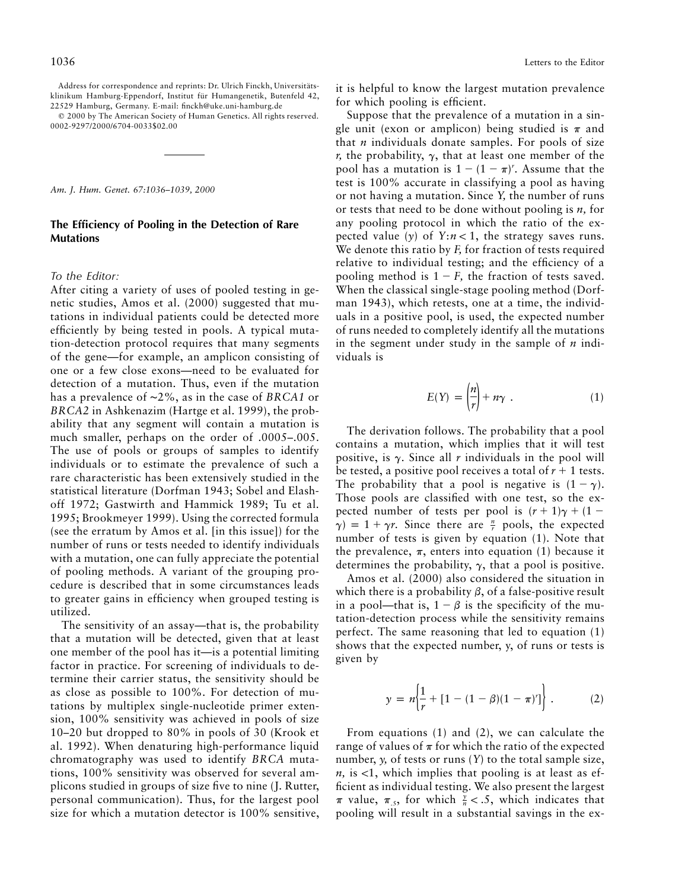Address for correspondence and reprints: Dr. Ulrich Finckh, Universitätsklinikum Hamburg-Eppendorf, Institut für Humangenetik, Butenfeld 42, 22529 Hamburg, Germany. E-mail: finckh@uke.uni-hamburg.de

© 2000 by The American Society of Human Genetics. All rights reserved. 0002-9297/2000/6704-0033$02.00

---

*Am. J. Hum. Genet. 67:1036–1039, 2000*

## The Efficiency of Pooling in the Detection of Rare Mutations

*To the Editor:*

After citing a variety of uses of pooled testing in genetic studies, Amos et al. (2000) suggested that mutations in individual patients could be detected more efficiently by being tested in pools. A typical mutation-detection protocol requires that many segments of the gene—for example, an amplicon consisting of one or a few close exons—need to be evaluated for detection of a mutation. Thus, even if the mutation has a prevalence of ~2%, as in the case of *BRCA1* or *BRCA2* in Ashkenazim (Hartge et al. 1999), the probability that any segment will contain a mutation is much smaller, perhaps on the order of .0005–.005. The use of pools or groups of samples to identify individuals or to estimate the prevalence of such a rare characteristic has been extensively studied in the statistical literature (Dorfman 1943; Sobel and Elashoff 1972; Gastwirth and Hammick 1989; Tu et al. 1995; Brookmeyer 1999). Using the corrected formula (see the erratum by Amos et al. [in this issue]) for the number of runs or tests needed to identify individuals with a mutation, one can fully appreciate the potential of pooling methods. A variant of the grouping procedure is described that in some circumstances leads to greater gains in efficiency when grouped testing is utilized.

The sensitivity of an assay—that is, the probability that a mutation will be detected, given that at least one member of the pool has it—is a potential limiting factor in practice. For screening of individuals to determine their carrier status, the sensitivity should be as close as possible to 100%. For detection of mutations by multiplex single-nucleotide primer extension, 100% sensitivity was achieved in pools of size 10–20 but dropped to 80% in pools of 30 (Krook et al. 1992). When denaturing high-performance liquid chromatography was used to identify *BRCA* mutations, 100% sensitivity was observed for several amplicons studied in groups of size five to nine (J. Rutter, personal communication). Thus, for the largest pool size for which a mutation detector is 100% sensitive, it is helpful to know the largest mutation prevalence for which pooling is efficient.

Suppose that the prevalence of a mutation in a single unit (exon or amplicon) being studied is $\pi$ and that $n$ individuals donate samples. For pools of size $r$, the probability, $\gamma$, that at least one member of the pool has a mutation is $1-(1-\pi)^r$. Assume that the test is 100% accurate in classifying a pool as having or not having a mutation. Since $Y$, the number of runs or tests that need to be done without pooling is $n$, for any pooling protocol in which the ratio of the expected value ($y$) of $Y:n<1$, the strategy saves runs. We denote this ratio by $F$, for fraction of tests required relative to individual testing; and the efficiency of a pooling method is $1-F$, the fraction of tests saved. When the classical single-stage pooling method (Dorfman 1943), which retests, one at a time, the individuals in a positive pool, is used, the expected number of runs needed to completely identify all the mutations in the segment under study in the sample of $n$ individuals is

$$E(Y)=\left(\frac{n}{r}\right)+n\gamma\ . \tag{1}$$

The derivation follows. The probability that a pool contains a mutation, which implies that it will test positive, is $\gamma$. Since all $r$ individuals in the pool will be tested, a positive pool receives a total of $r+1$ tests. The probability that a pool is negative is $(1-\gamma)$. Those pools are classified with one test, so the expected number of tests per pool is $(r+1)\gamma+(1-\gamma)=1+\gamma r$. Since there are $\frac{n}{r}$ pools, the expected number of tests is given by equation (1). Note that the prevalence, $\pi$, enters into equation (1) because it determines the probability, $\gamma$, that a pool is positive.

Amos et al. (2000) also considered the situation in which there is a probability $\beta$, of a false-positive result in a pool—that is, $1-\beta$ is the specificity of the mutation-detection process while the sensitivity remains perfect. The same reasoning that led to equation (1) shows that the expected number, $y$, of runs or tests is given by

$$y=n\left\{\frac{1}{r}+[1-(1-\beta)(1-\pi)^r]\right\}\ . \tag{2}$$

From equations (1) and (2), we can calculate the range of values of $\pi$ for which the ratio of the expected number, $y$, of tests or runs ($Y$) to the total sample size, $n$, is <1, which implies that pooling is at least as efficient as individual testing. We also present the largest $\pi$ value, $\pi_{.5}$, for which $\frac{y}{n}<.5$, which indicates that pooling will result in a substantial savings in the ex-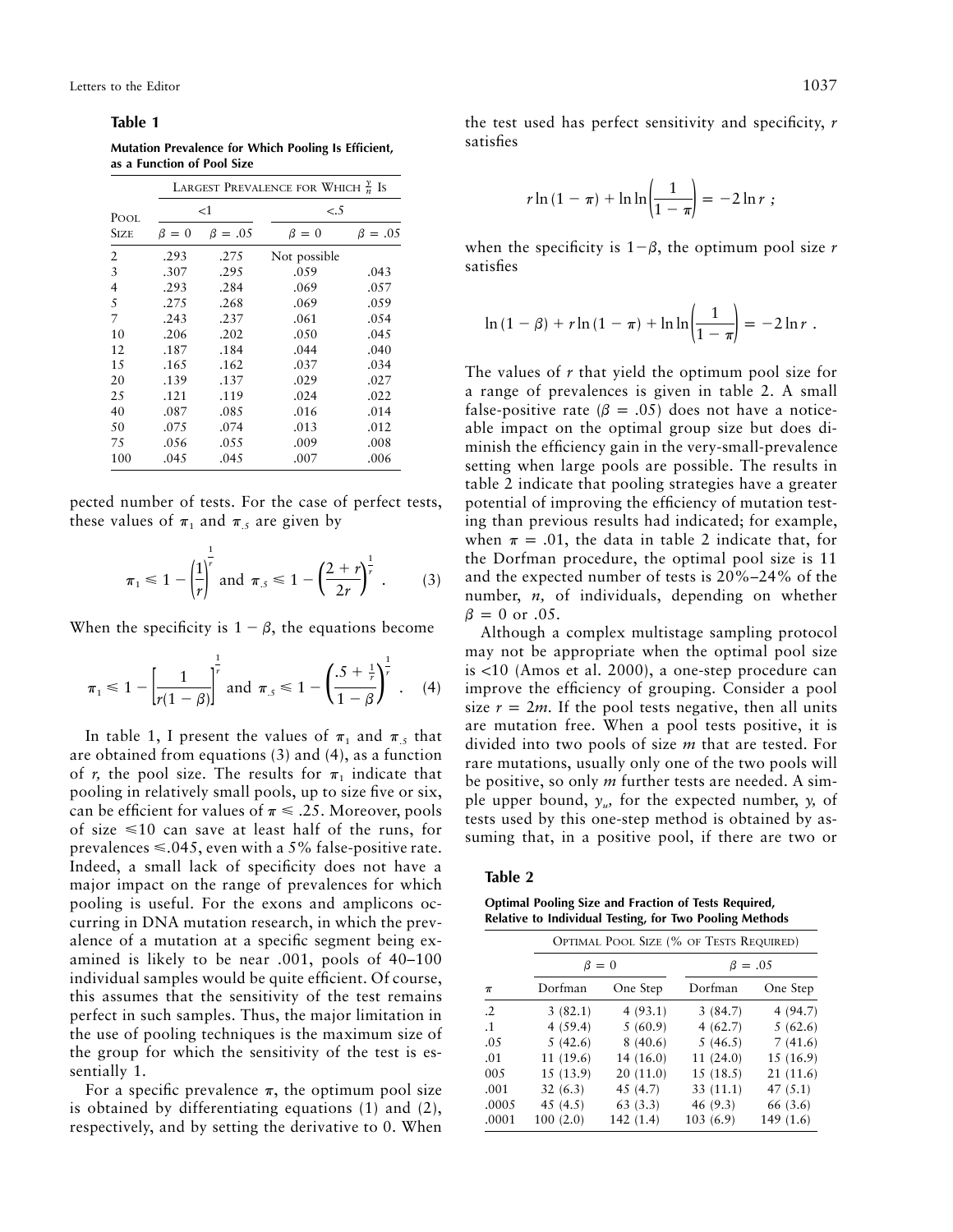**Table 1**

**Mutation Prevalence for Which Pooling Is Efficient, as a Function of Pool Size**

| Pool Size | Largest Prevalence for Which $\frac{y}{n}$ Is <1 | | <.5 | |
|---|---|---|---|---|
| | $\beta = 0$ | $\beta = .05$ | $\beta = 0$ | $\beta = .05$ |
| 2 | .293 | .275 | Not possible | |
| 3 | .307 | .295 | .059 | .043 |
| 4 | .293 | .284 | .069 | .057 |
| 5 | .275 | .268 | .069 | .059 |
| 7 | .243 | .237 | .061 | .054 |
| 10 | .206 | .202 | .050 | .045 |
| 12 | .187 | .184 | .044 | .040 |
| 15 | .165 | .162 | .037 | .034 |
| 20 | .139 | .137 | .029 | .027 |
| 25 | .121 | .119 | .024 | .022 |
| 40 | .087 | .085 | .016 | .014 |
| 50 | .075 | .074 | .013 | .012 |
| 75 | .056 | .055 | .009 | .008 |
| 100 | .045 | .045 | .007 | .006 |

pected number of tests. For the case of perfect tests, these values of $\pi_1$ and $\pi_{.5}$ are given by

$$\pi_1 \leqslant 1 - \left(\frac{1}{r}\right)^{\frac{1}{r}} \text{ and } \pi_{.5} \leqslant 1 - \left(\frac{2+r}{2r}\right)^{\frac{1}{r}} . \quad (3)$$

When the specificity is $1 - \beta$, the equations become

$$\pi_1 \leqslant 1 - \left[\frac{1}{r(1-\beta)}\right]^{\frac{1}{r}} \text{ and } \pi_{.5} \leqslant 1 - \left(\frac{.5 + \frac{1}{r}}{1-\beta}\right)^{\frac{1}{r}} . \quad (4)$$

In table 1, I present the values of $\pi_1$ and $\pi_{.5}$ that are obtained from equations (3) and (4), as a function of $r$, the pool size. The results for $\pi_1$ indicate that pooling in relatively small pools, up to size five or six, can be efficient for values of $\pi \leqslant .25$. Moreover, pools of size $\leqslant 10$ can save at least half of the runs, for prevalences $\leqslant .045$, even with a 5% false-positive rate. Indeed, a small lack of specificity does not have a major impact on the range of prevalences for which pooling is useful. For the exons and amplicons occurring in DNA mutation research, in which the prevalence of a mutation at a specific segment being examined is likely to be near .001, pools of 40–100 individual samples would be quite efficient. Of course, this assumes that the sensitivity of the test remains perfect in such samples. Thus, the major limitation in the use of pooling techniques is the maximum size of the group for which the sensitivity of the test is essentially 1.

For a specific prevalence $\pi$, the optimum pool size is obtained by differentiating equations (1) and (2), respectively, and by setting the derivative to 0. When the test used has perfect sensitivity and specificity, $r$ satisfies

$$r \ln(1-\pi) + \ln\ln\left(\frac{1}{1-\pi}\right) = -2\ln r \ ;$$

when the specificity is $1-\beta$, the optimum pool size $r$ satisfies

$$\ln(1-\beta) + r\ln(1-\pi) + \ln\ln\left(\frac{1}{1-\pi}\right) = -2\ln r \ .$$

The values of $r$ that yield the optimum pool size for a range of prevalences is given in table 2. A small false-positive rate ($\beta = .05$) does not have a noticeable impact on the optimal group size but does diminish the efficiency gain in the very-small-prevalence setting when large pools are possible. The results in table 2 indicate that pooling strategies have a greater potential of improving the efficiency of mutation testing than previous results had indicated; for example, when $\pi = .01$, the data in table 2 indicate that, for the Dorfman procedure, the optimal pool size is 11 and the expected number of tests is 20%–24% of the number, $n$, of individuals, depending on whether $\beta = 0$ or .05.

Although a complex multistage sampling protocol may not be appropriate when the optimal pool size is <10 (Amos et al. 2000), a one-step procedure can improve the efficiency of grouping. Consider a pool size $r = 2m$. If the pool tests negative, then all units are mutation free. When a pool tests positive, it is divided into two pools of size $m$ that are tested. For rare mutations, usually only one of the two pools will be positive, so only $m$ further tests are needed. A simple upper bound, $y_u$, for the expected number, $y$, of tests used by this one-step method is obtained by assuming that, in a positive pool, if there are two or

**Table 2**

**Optimal Pooling Size and Fraction of Tests Required, Relative to Individual Testing, for Two Pooling Methods**

| $\pi$ | Optimal Pool Size (% of Tests Required) $\beta = 0$ Dorfman | One Step | $\beta = .05$ Dorfman | One Step |
|---|---|---|---|---|
| .2 | 3 (82.1) | 4 (93.1) | 3 (84.7) | 4 (94.7) |
| .1 | 4 (59.4) | 5 (60.9) | 4 (62.7) | 5 (62.6) |
| .05 | 5 (42.6) | 8 (40.6) | 5 (46.5) | 7 (41.6) |
| .01 | 11 (19.6) | 14 (16.0) | 11 (24.0) | 15 (16.9) |
| 005 | 15 (13.9) | 20 (11.0) | 15 (18.5) | 21 (11.6) |
| .001 | 32 (6.3) | 45 (4.7) | 33 (11.1) | 47 (5.1) |
| .0005 | 45 (4.5) | 63 (3.3) | 46 (9.3) | 66 (3.6) |
| .0001 | 100 (2.0) | 142 (1.4) | 103 (6.9) | 149 (1.6) |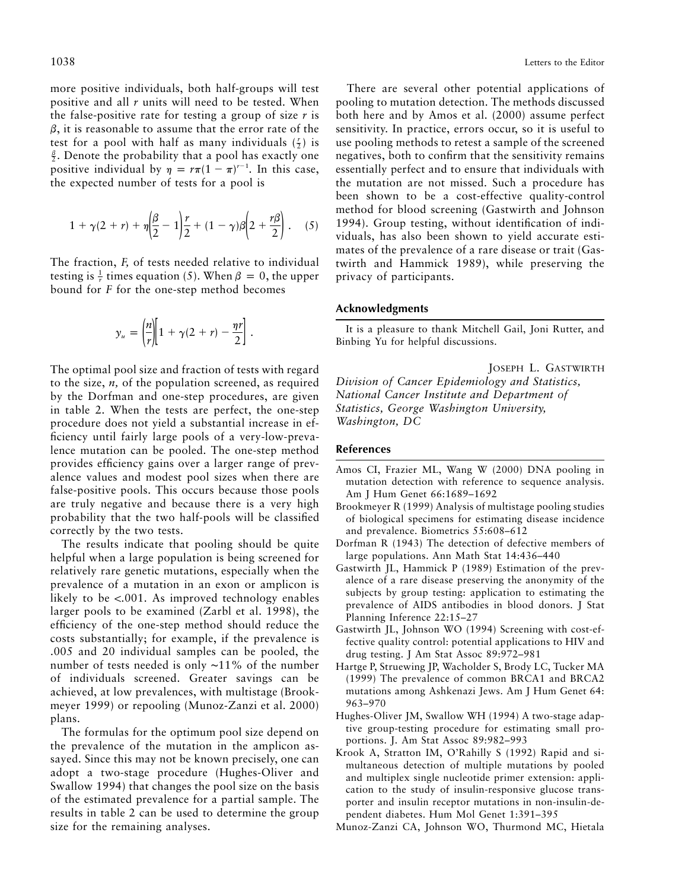more positive individuals, both half-groups will test positive and all $r$ units will need to be tested. When the false-positive rate for testing a group of size $r$ is $\beta$, it is reasonable to assume that the error rate of the test for a pool with half as many individuals ($\frac{r}{2}$) is $\frac{\beta}{2}$. Denote the probability that a pool has exactly one positive individual by $\eta = r\pi(1-\pi)^{r-1}$. In this case, the expected number of tests for a pool is

$$1 + \gamma(2+r) + \eta\left(\frac{\beta}{2} - 1\right)\frac{r}{2} + (1-\gamma)\beta\left(2 + \frac{r\beta}{2}\right). \quad (5)$$

The fraction, $F$, of tests needed relative to individual testing is $\frac{1}{r}$ times equation (5). When $\beta = 0$, the upper bound for $F$ for the one-step method becomes

$$y_u = \left(\frac{n}{r}\right)\left[1 + \gamma(2+r) - \frac{\eta r}{2}\right].$$

The optimal pool size and fraction of tests with regard to the size, $n$, of the population screened, as required by the Dorfman and one-step procedures, are given in table 2. When the tests are perfect, the one-step procedure does not yield a substantial increase in efficiency until fairly large pools of a very-low-prevalence mutation can be pooled. The one-step method provides efficiency gains over a larger range of prevalence values and modest pool sizes when there are false-positive pools. This occurs because those pools are truly negative and because there is a very high probability that the two half-pools will be classified correctly by the two tests.

The results indicate that pooling should be quite helpful when a large population is being screened for relatively rare genetic mutations, especially when the prevalence of a mutation in an exon or amplicon is likely to be <.001. As improved technology enables larger pools to be examined (Zarbl et al. 1998), the efficiency of the one-step method should reduce the costs substantially; for example, if the prevalence is .005 and 20 individual samples can be pooled, the number of tests needed is only ~11% of the number of individuals screened. Greater savings can be achieved, at low prevalences, with multistage (Brookmeyer 1999) or repooling (Munoz-Zanzi et al. 2000) plans.

The formulas for the optimum pool size depend on the prevalence of the mutation in the amplicon assayed. Since this may not be known precisely, one can adopt a two-stage procedure (Hughes-Oliver and Swallow 1994) that changes the pool size on the basis of the estimated prevalence for a partial sample. The results in table 2 can be used to determine the group size for the remaining analyses.

There are several other potential applications of pooling to mutation detection. The methods discussed both here and by Amos et al. (2000) assume perfect sensitivity. In practice, errors occur, so it is useful to use pooling methods to retest a sample of the screened negatives, both to confirm that the sensitivity remains essentially perfect and to ensure that individuals with the mutation are not missed. Such a procedure has been shown to be a cost-effective quality-control method for blood screening (Gastwirth and Johnson 1994). Group testing, without identification of individuals, has also been shown to yield accurate estimates of the prevalence of a rare disease or trait (Gastwirth and Hammick 1989), while preserving the privacy of participants.

## Acknowledgments

It is a pleasure to thank Mitchell Gail, Joni Rutter, and Binbing Yu for helpful discussions.

JOSEPH L. GASTWIRTH

*Division of Cancer Epidemiology and Statistics, National Cancer Institute and Department of Statistics, George Washington University, Washington, DC*

## References

- Amos CI, Frazier ML, Wang W (2000) DNA pooling in mutation detection with reference to sequence analysis. Am J Hum Genet 66:1689–1692
- Brookmeyer R (1999) Analysis of multistage pooling studies of biological specimens for estimating disease incidence and prevalence. Biometrics 55:608–612
- Dorfman R (1943) The detection of defective members of large populations. Ann Math Stat 14:436–440
- Gastwirth JL, Hammick P (1989) Estimation of the prevalence of a rare disease preserving the anonymity of the subjects by group testing: application to estimating the prevalence of AIDS antibodies in blood donors. J Stat Planning Inference 22:15–27
- Gastwirth JL, Johnson WO (1994) Screening with cost-effective quality control: potential applications to HIV and drug testing. J Am Stat Assoc 89:972–981
- Hartge P, Struewing JP, Wacholder S, Brody LC, Tucker MA (1999) The prevalence of common BRCA1 and BRCA2 mutations among Ashkenazi Jews. Am J Hum Genet 64: 963–970
- Hughes-Oliver JM, Swallow WH (1994) A two-stage adaptive group-testing procedure for estimating small proportions. J. Am Stat Assoc 89:982–993
- Krook A, Stratton IM, O'Rahilly S (1992) Rapid and simultaneous detection of multiple mutations by pooled and multiplex single nucleotide primer extension: application to the study of insulin-responsive glucose transporter and insulin receptor mutations in non-insulin-dependent diabetes. Hum Mol Genet 1:391–395
- Munoz-Zanzi CA, Johnson WO, Thurmond MC, Hietala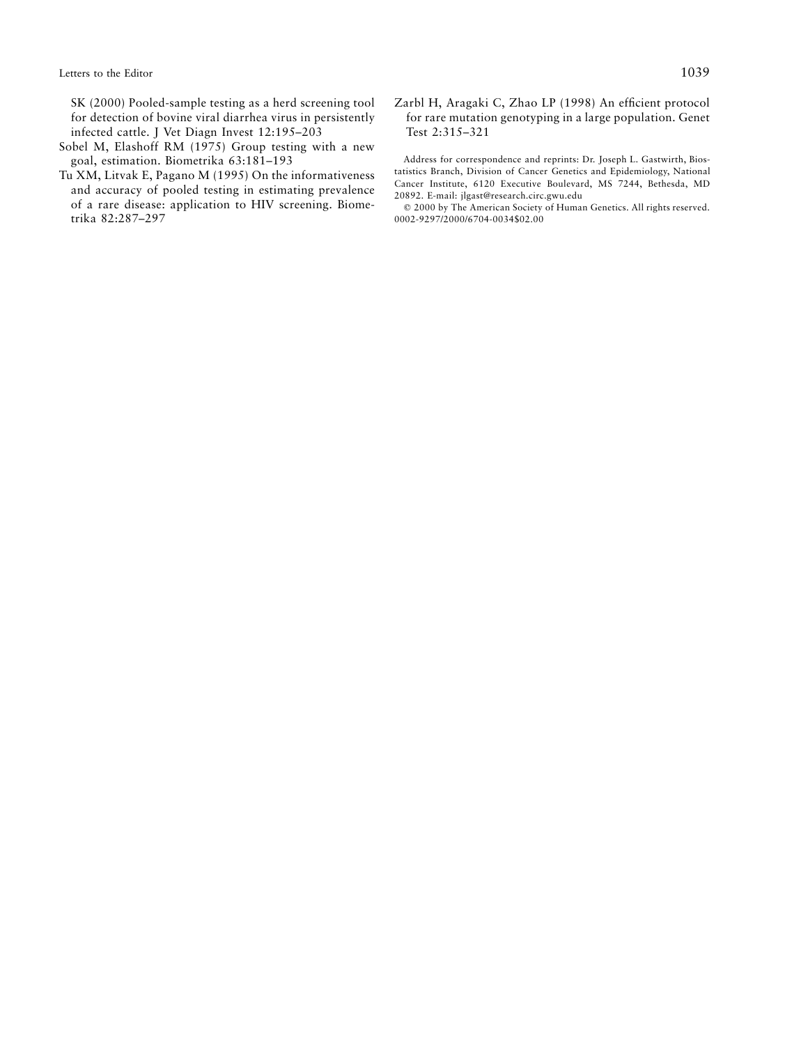SK (2000) Pooled-sample testing as a herd screening tool for detection of bovine viral diarrhea virus in persistently infected cattle. J Vet Diagn Invest 12:195–203

Sobel M, Elashoff RM (1975) Group testing with a new goal, estimation. Biometrika 63:181–193

Tu XM, Litvak E, Pagano M (1995) On the informativeness and accuracy of pooled testing in estimating prevalence of a rare disease: application to HIV screening. Biometrika 82:287–297

Zarbl H, Aragaki C, Zhao LP (1998) An efficient protocol for rare mutation genotyping in a large population. Genet Test 2:315–321

Address for correspondence and reprints: Dr. Joseph L. Gastwirth, Biostatistics Branch, Division of Cancer Genetics and Epidemiology, National Cancer Institute, 6120 Executive Boulevard, MS 7244, Bethesda, MD 20892. E-mail: jlgast@research.circ.gwu.edu

© 2000 by The American Society of Human Genetics. All rights reserved. 0002-9297/2000/6704-0034$02.00